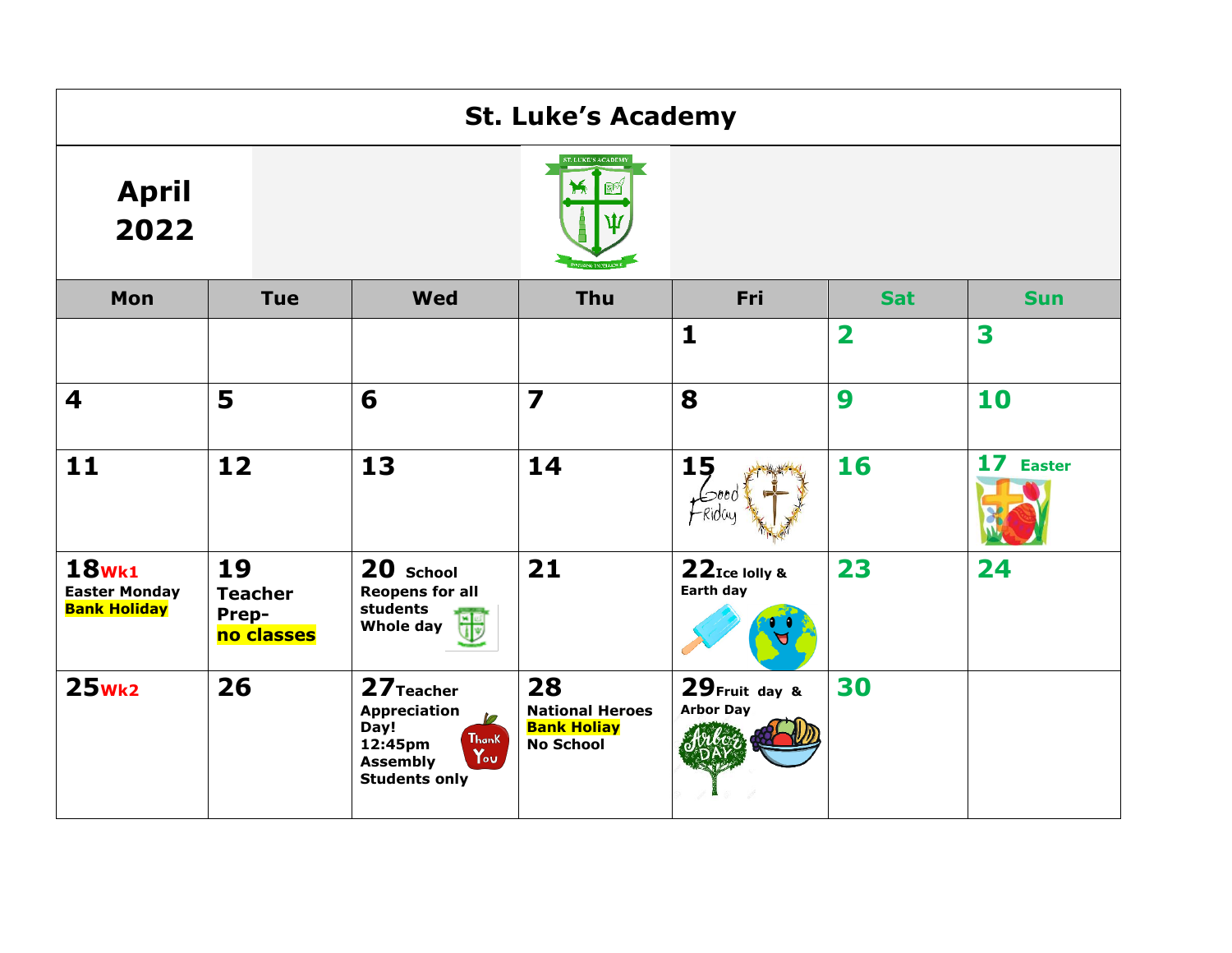# St. Luke's Academy

## April 2022

| Mon | Tue | Wed | Thu | Fri | Sat | Sun |
|---|---|---|---|---|---|---|
| | | | | 1 | 2 | 3 |
| 4 | 5 | 6 | 7 | 8 | 9 | 10 |
| 11 | 12 | 13 | 14 | 15 Good Friday | 16 | 17 Easter |
| 18 Wk1 Easter Monday **Bank Holiday** | 19 Teacher Prep- **no classes** | 20 School Reopens for all students Whole day | 21 | 22 Ice lolly & Earth day | 23 | 24 |
| 25 Wk2 | 26 | 27 Teacher Appreciation Day! 12:45pm Assembly Students only | 28 National Heroes **Bank Holiay** No School | 29 Fruit day & Arbor Day | 30 | |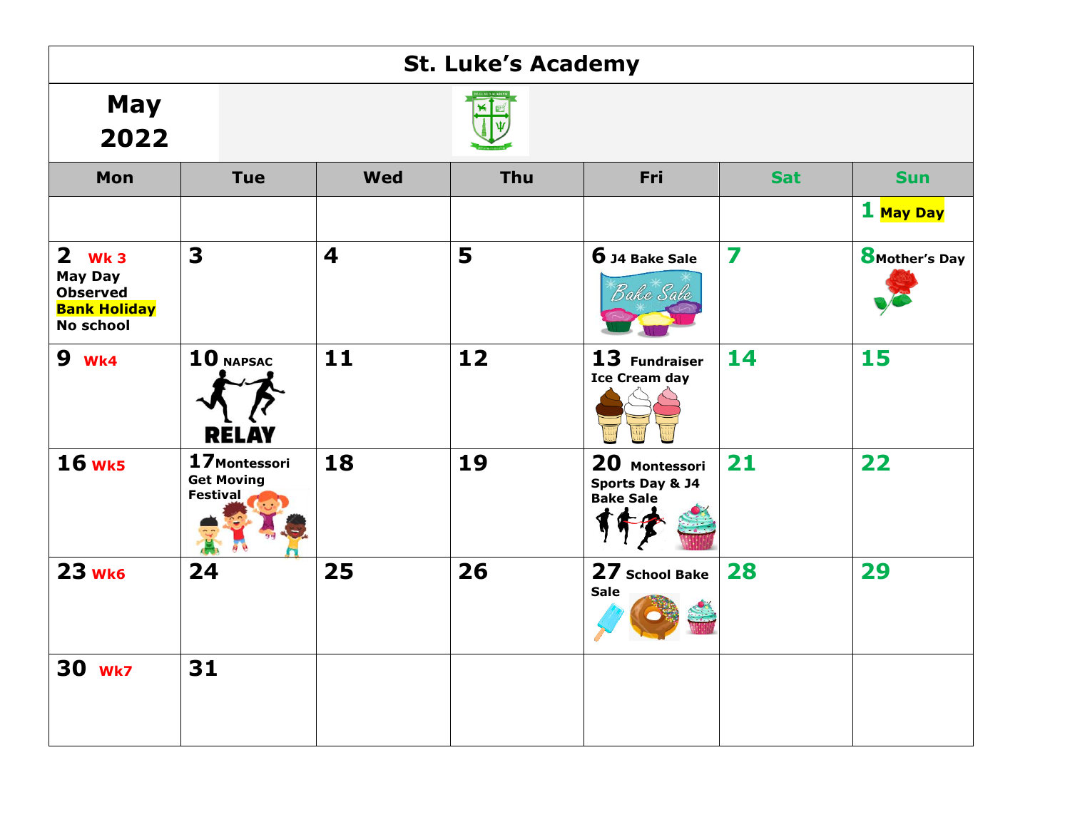# St. Luke's Academy

## May 2022

| Mon | Tue | Wed | Thu | Fri | Sat | Sun |
|---|---|---|---|---|---|---|
| | | | | | | 1 May Day |
| 2 Wk 3 May Day Observed Bank Holiday No school | 3 | 4 | 5 | 6 J4 Bake Sale | 7 | 8 Mother's Day |
| 9 Wk4 | 10 NAPSAC RELAY | 11 | 12 | 13 Fundraiser Ice Cream day | 14 | 15 |
| 16 Wk5 | 17 Montessori Get Moving Festival | 18 | 19 | 20 Montessori Sports Day & J4 Bake Sale | 21 | 22 |
| 23 Wk6 | 24 | 25 | 26 | 27 School Bake Sale | 28 | 29 |
| 30 Wk7 | 31 | | | | | |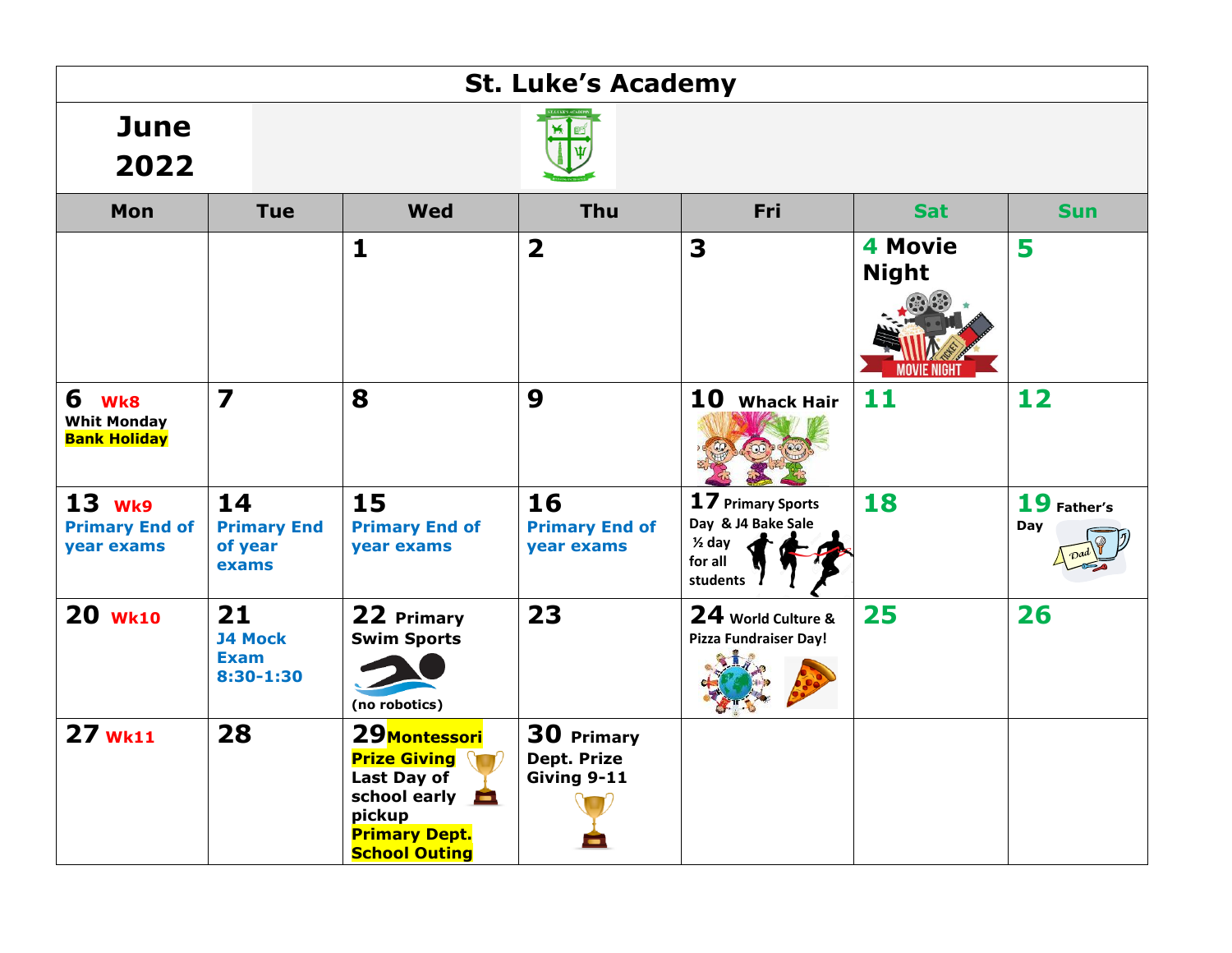# St. Luke's Academy

## June 2022

| Mon | Tue | Wed | Thu | Fri | Sat | Sun |
|---|---|---|---|---|---|---|
| | | **1** | **2** | **3** | **4 Movie Night** | **5** |
| **6 Wk8** Whit Monday Bank Holiday | **7** | **8** | **9** | **10 Whack Hair** | **11** | **12** |
| **13 Wk9** Primary End of year exams | **14** Primary End of year exams | **15** Primary End of year exams | **16** Primary End of year exams | **17** Primary Sports Day & J4 Bake Sale ½ day for all students | **18** | **19** Father's Day |
| **20 Wk10** | **21** J4 Mock Exam 8:30-1:30 | **22** Primary Swim Sports (no robotics) | **23** | **24** World Culture & Pizza Fundraiser Day! | **25** | **26** |
| **27 Wk11** | **28** | **29** Montessori Prize Giving Last Day of school early pickup Primary Dept. School Outing | **30** Primary Dept. Prize Giving 9-11 | | | |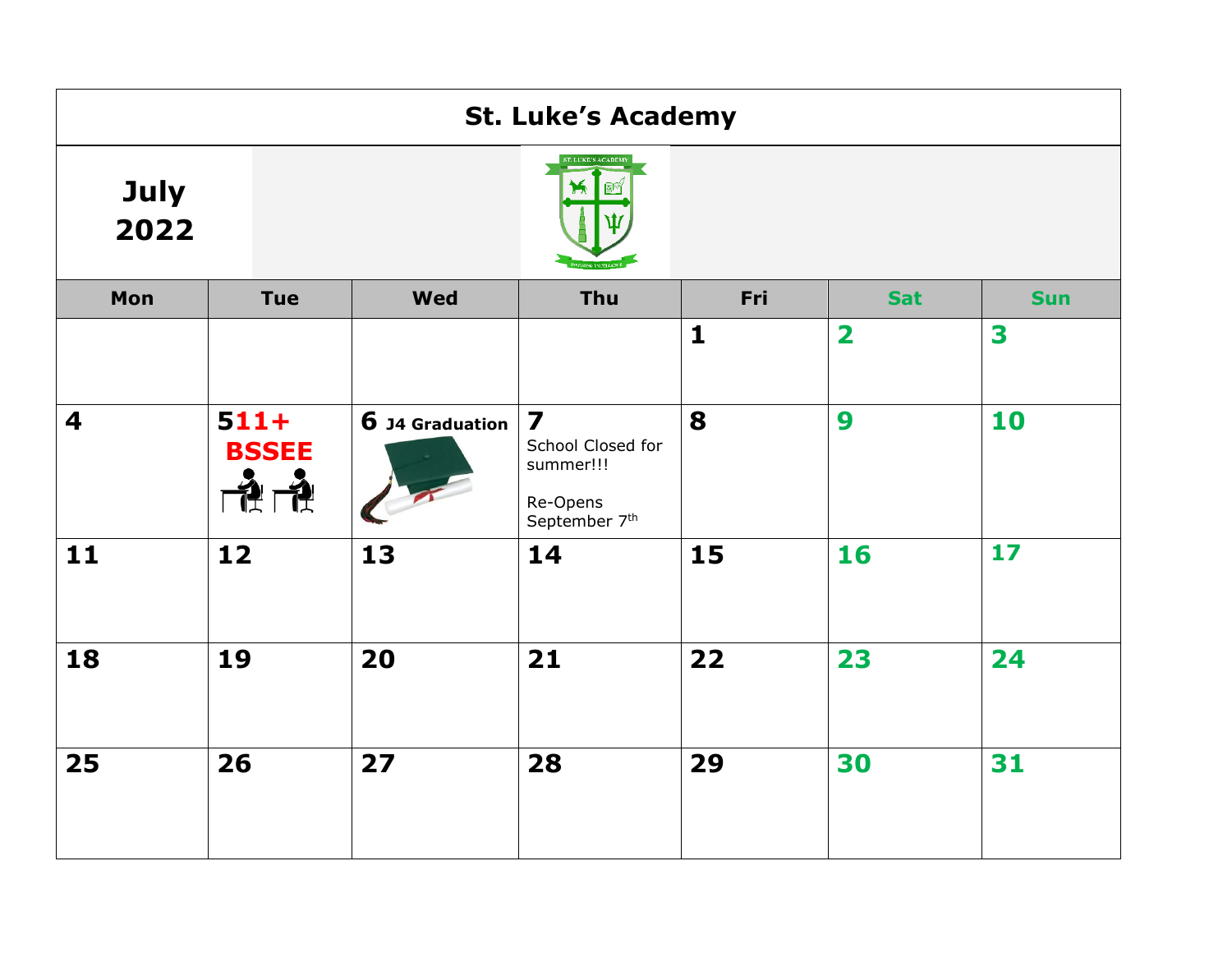# St. Luke's Academy

## July 2022

| Mon | Tue | Wed | Thu | Fri | Sat | Sun |
|---|---|---|---|---|---|---|
| | | | | 1 | 2 | 3 |
| 4 | 5 11+ BSSEE | 6 J4 Graduation | 7 School Closed for summer!!! Re-Opens September 7th | 8 | 9 | 10 |
| 11 | 12 | 13 | 14 | 15 | 16 | 17 |
| 18 | 19 | 20 | 21 | 22 | 23 | 24 |
| 25 | 26 | 27 | 28 | 29 | 30 | 31 |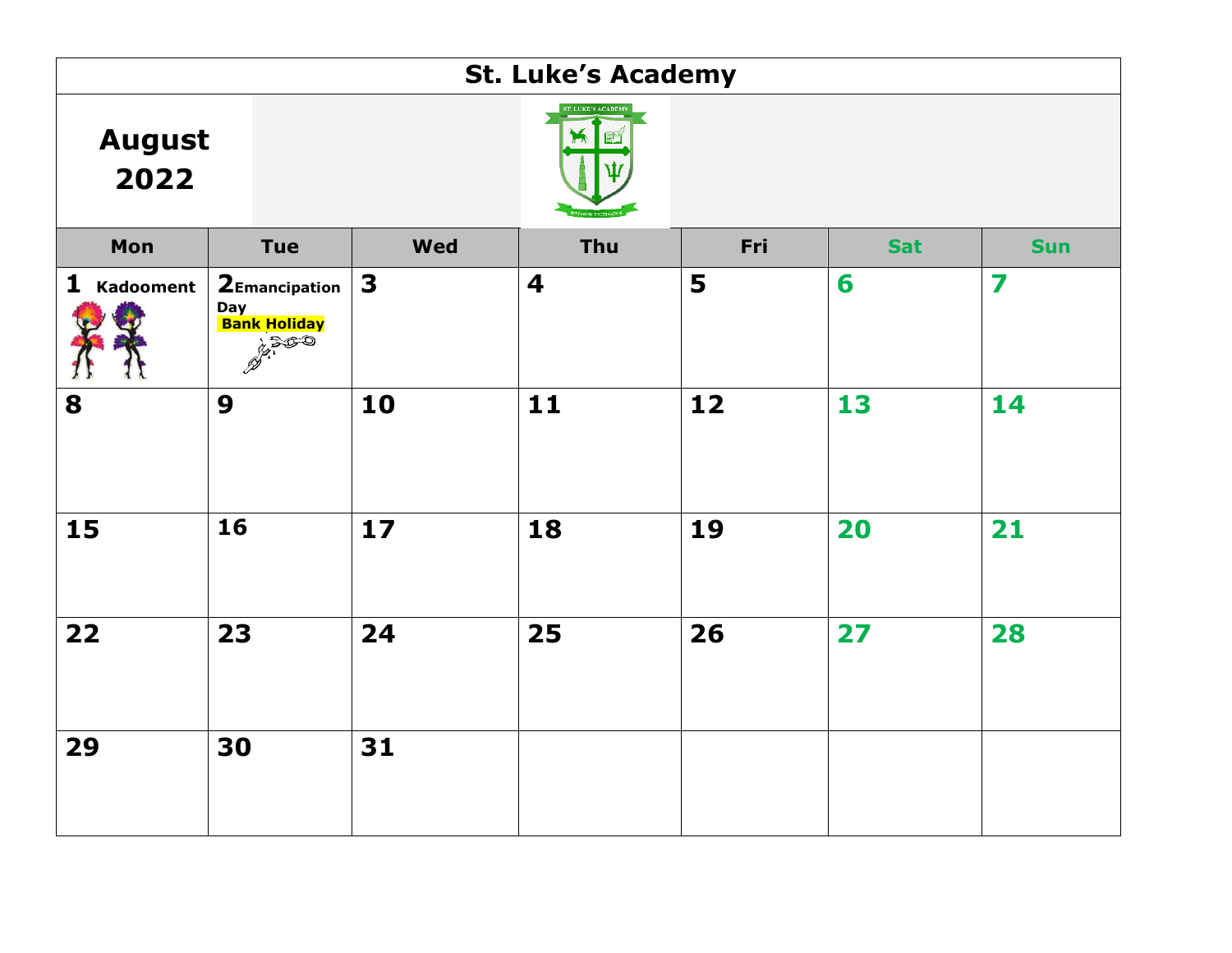# St. Luke's Academy

## August 2022

| Mon | Tue | Wed | Thu | Fri | Sat | Sun |
|---|---|---|---|---|---|---|
| 1 Kadooment | 2 Emancipation Day Bank Holiday | 3 | 4 | 5 | 6 | 7 |
| 8 | 9 | 10 | 11 | 12 | 13 | 14 |
| 15 | 16 | 17 | 18 | 19 | 20 | 21 |
| 22 | 23 | 24 | 25 | 26 | 27 | 28 |
| 29 | 30 | 31 | | | | |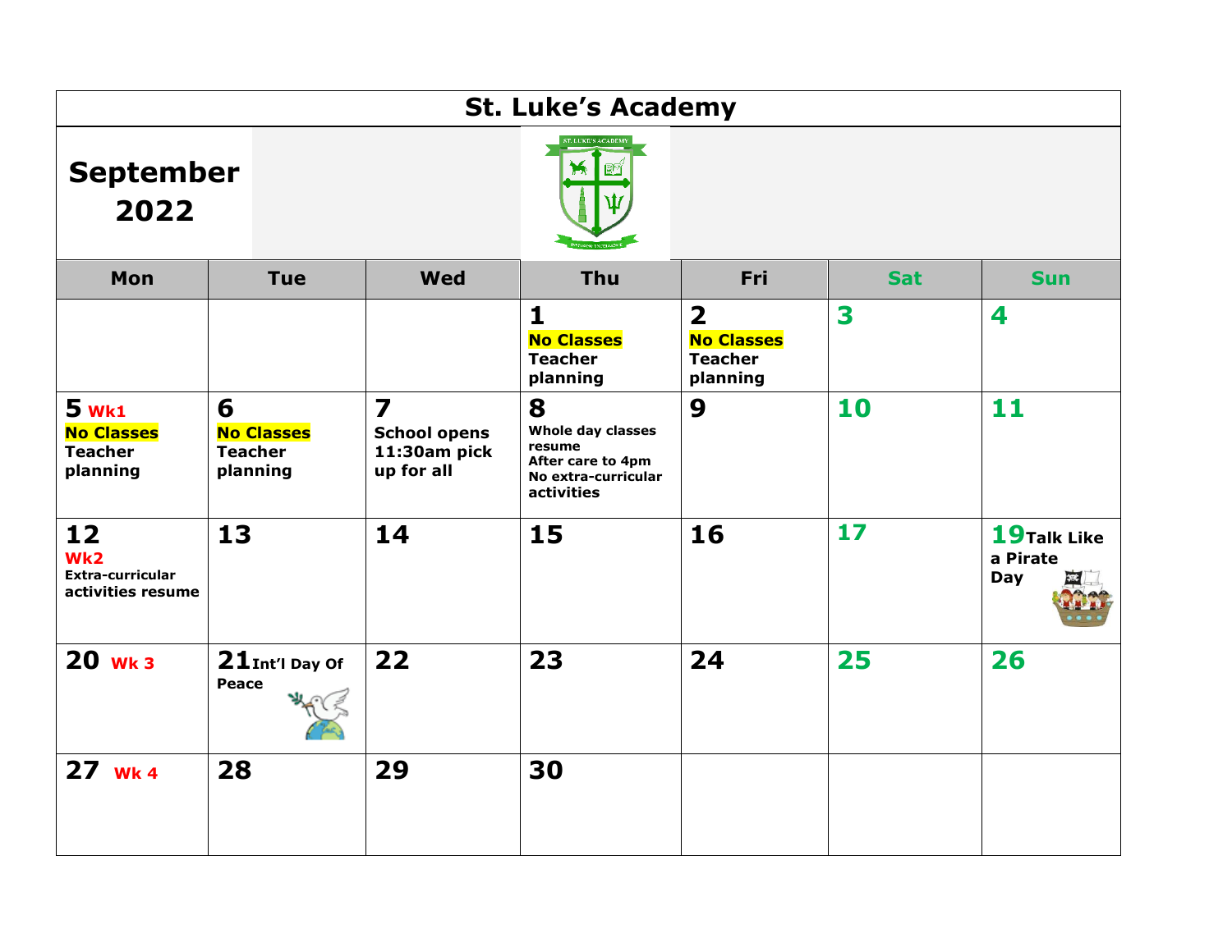# St. Luke's Academy

## September 2022

| Mon | Tue | Wed | Thu | Fri | Sat | Sun |
|---|---|---|---|---|---|---|
| | | | 1 **No Classes** Teacher planning | 2 **No Classes** Teacher planning | 3 | 4 |
| 5 Wk1 **No Classes** Teacher planning | 6 **No Classes** Teacher planning | 7 School opens 11:30am pick up for all | 8 Whole day classes resume After care to 4pm No extra-curricular activities | 9 | 10 | 11 |
| 12 Wk2 Extra-curricular activities resume | 13 | 14 | 15 | 16 | 17 | 19 Talk Like a Pirate Day |
| 20 Wk 3 | 21 Int'l Day Of Peace | 22 | 23 | 24 | 25 | 26 |
| 27 Wk 4 | 28 | 29 | 30 | | | |